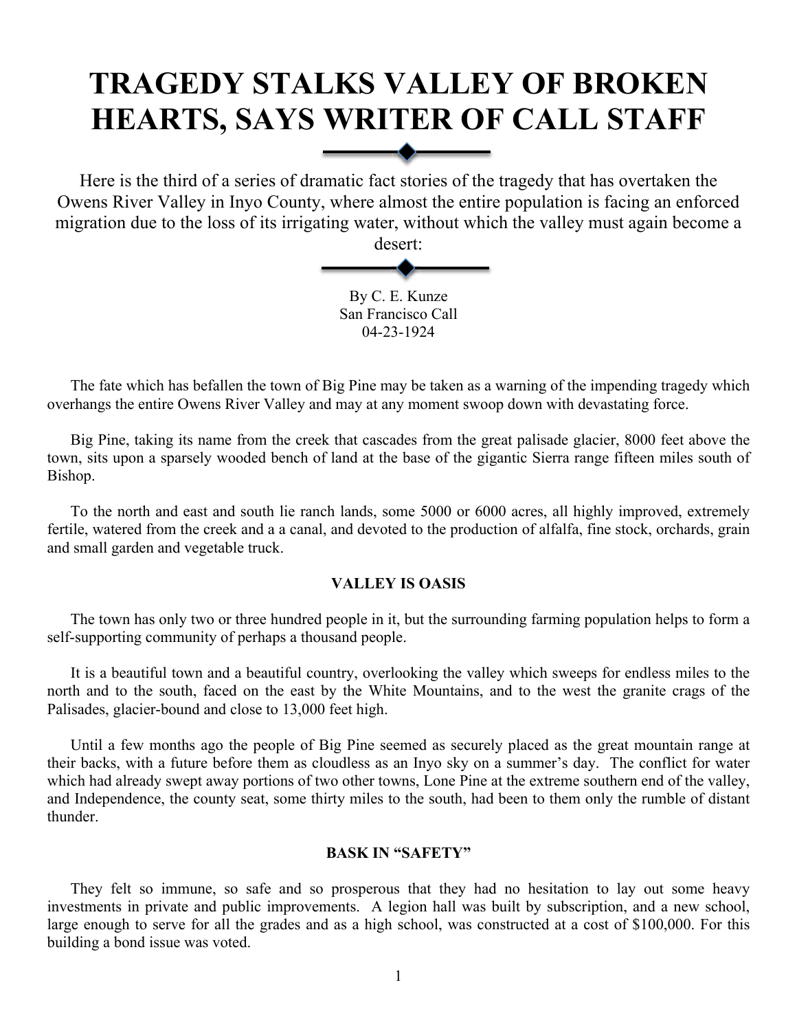# TRAGEDY STALKS VALLEY OF BROKEN HEARTS, SAYS WRITER OF CALL STAFF

Here is the third of a series of dramatic fact stories of the tragedy that has overtaken the Owens River Valley in Inyo County, where almost the entire population is facing an enforced migration due to the loss of its irrigating water, without which the valley must again become a desert:

By C. E. Kunze
San Francisco Call
04-23-1924

The fate which has befallen the town of Big Pine may be taken as a warning of the impending tragedy which overhangs the entire Owens River Valley and may at any moment swoop down with devastating force.

Big Pine, taking its name from the creek that cascades from the great palisade glacier, 8000 feet above the town, sits upon a sparsely wooded bench of land at the base of the gigantic Sierra range fifteen miles south of Bishop.

To the north and east and south lie ranch lands, some 5000 or 6000 acres, all highly improved, extremely fertile, watered from the creek and a a canal, and devoted to the production of alfalfa, fine stock, orchards, grain and small garden and vegetable truck.

**VALLEY IS OASIS**

The town has only two or three hundred people in it, but the surrounding farming population helps to form a self-supporting community of perhaps a thousand people.

It is a beautiful town and a beautiful country, overlooking the valley which sweeps for endless miles to the north and to the south, faced on the east by the White Mountains, and to the west the granite crags of the Palisades, glacier-bound and close to 13,000 feet high.

Until a few months ago the people of Big Pine seemed as securely placed as the great mountain range at their backs, with a future before them as cloudless as an Inyo sky on a summer's day. The conflict for water which had already swept away portions of two other towns, Lone Pine at the extreme southern end of the valley, and Independence, the county seat, some thirty miles to the south, had been to them only the rumble of distant thunder.

**BASK IN "SAFETY"**

They felt so immune, so safe and so prosperous that they had no hesitation to lay out some heavy investments in private and public improvements. A legion hall was built by subscription, and a new school, large enough to serve for all the grades and as a high school, was constructed at a cost of $100,000. For this building a bond issue was voted.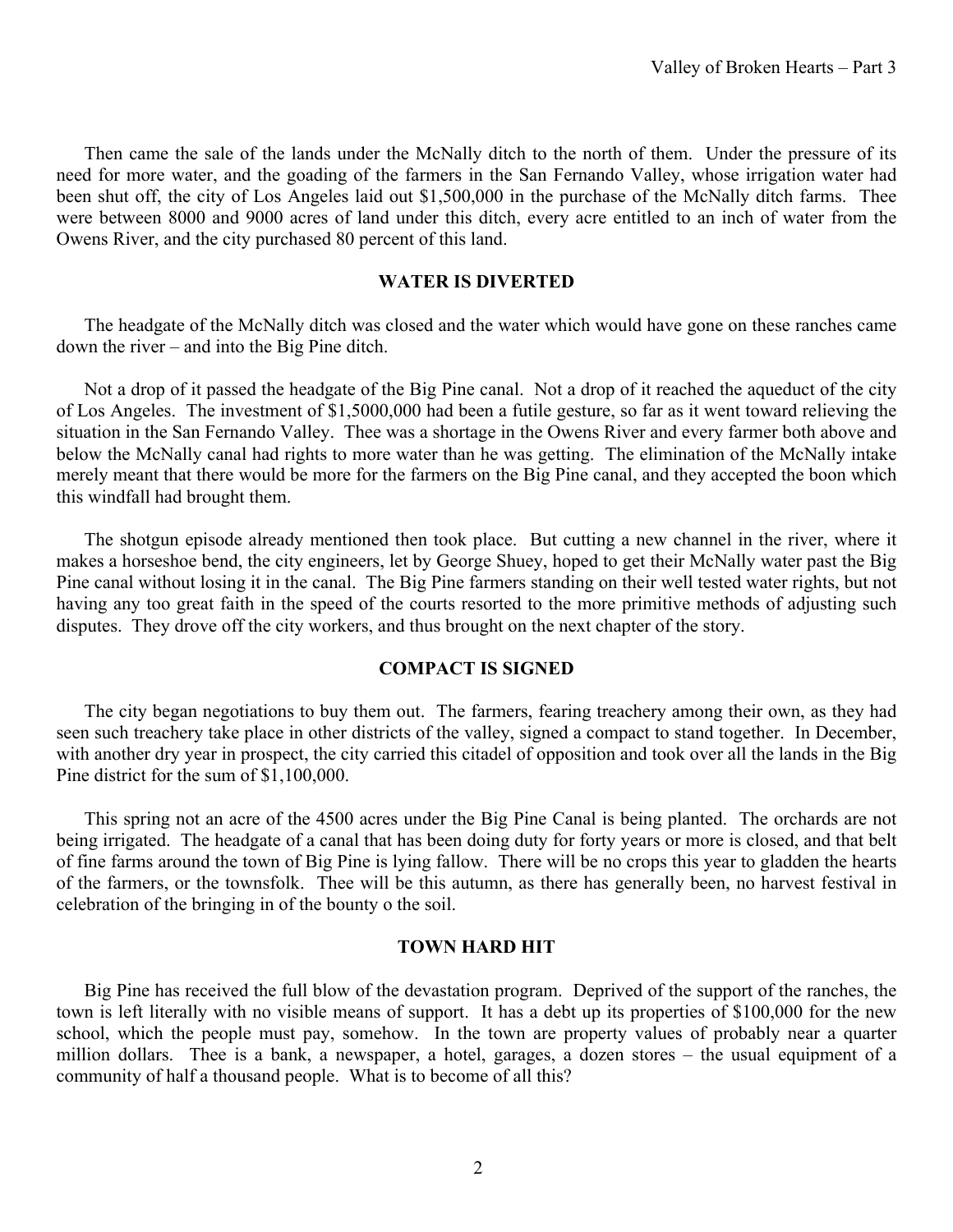Then came the sale of the lands under the McNally ditch to the north of them. Under the pressure of its need for more water, and the goading of the farmers in the San Fernando Valley, whose irrigation water had been shut off, the city of Los Angeles laid out $1,500,000 in the purchase of the McNally ditch farms. Thee were between 8000 and 9000 acres of land under this ditch, every acre entitled to an inch of water from the Owens River, and the city purchased 80 percent of this land.

### WATER IS DIVERTED

The headgate of the McNally ditch was closed and the water which would have gone on these ranches came down the river – and into the Big Pine ditch.

Not a drop of it passed the headgate of the Big Pine canal. Not a drop of it reached the aqueduct of the city of Los Angeles. The investment of $1,5000,000 had been a futile gesture, so far as it went toward relieving the situation in the San Fernando Valley. Thee was a shortage in the Owens River and every farmer both above and below the McNally canal had rights to more water than he was getting. The elimination of the McNally intake merely meant that there would be more for the farmers on the Big Pine canal, and they accepted the boon which this windfall had brought them.

The shotgun episode already mentioned then took place. But cutting a new channel in the river, where it makes a horseshoe bend, the city engineers, let by George Shuey, hoped to get their McNally water past the Big Pine canal without losing it in the canal. The Big Pine farmers standing on their well tested water rights, but not having any too great faith in the speed of the courts resorted to the more primitive methods of adjusting such disputes. They drove off the city workers, and thus brought on the next chapter of the story.

### COMPACT IS SIGNED

The city began negotiations to buy them out. The farmers, fearing treachery among their own, as they had seen such treachery take place in other districts of the valley, signed a compact to stand together. In December, with another dry year in prospect, the city carried this citadel of opposition and took over all the lands in the Big Pine district for the sum of $1,100,000.

This spring not an acre of the 4500 acres under the Big Pine Canal is being planted. The orchards are not being irrigated. The headgate of a canal that has been doing duty for forty years or more is closed, and that belt of fine farms around the town of Big Pine is lying fallow. There will be no crops this year to gladden the hearts of the farmers, or the townsfolk. Thee will be this autumn, as there has generally been, no harvest festival in celebration of the bringing in of the bounty o the soil.

### TOWN HARD HIT

Big Pine has received the full blow of the devastation program. Deprived of the support of the ranches, the town is left literally with no visible means of support. It has a debt up its properties of $100,000 for the new school, which the people must pay, somehow. In the town are property values of probably near a quarter million dollars. Thee is a bank, a newspaper, a hotel, garages, a dozen stores – the usual equipment of a community of half a thousand people. What is to become of all this?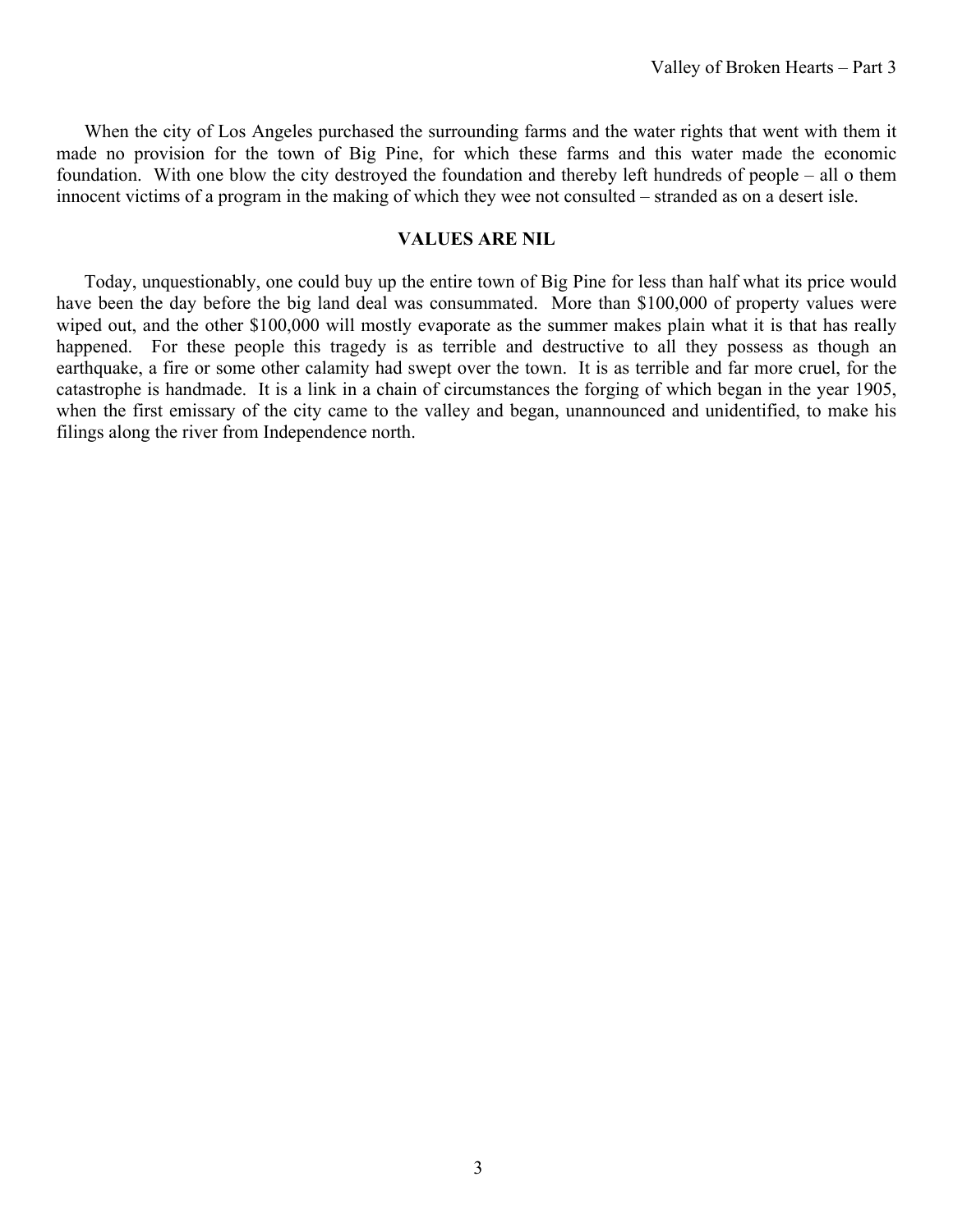When the city of Los Angeles purchased the surrounding farms and the water rights that went with them it made no provision for the town of Big Pine, for which these farms and this water made the economic foundation. With one blow the city destroyed the foundation and thereby left hundreds of people – all o them innocent victims of a program in the making of which they wee not consulted – stranded as on a desert isle.

**VALUES ARE NIL**

Today, unquestionably, one could buy up the entire town of Big Pine for less than half what its price would have been the day before the big land deal was consummated. More than $100,000 of property values were wiped out, and the other $100,000 will mostly evaporate as the summer makes plain what it is that has really happened. For these people this tragedy is as terrible and destructive to all they possess as though an earthquake, a fire or some other calamity had swept over the town. It is as terrible and far more cruel, for the catastrophe is handmade. It is a link in a chain of circumstances the forging of which began in the year 1905, when the first emissary of the city came to the valley and began, unannounced and unidentified, to make his filings along the river from Independence north.